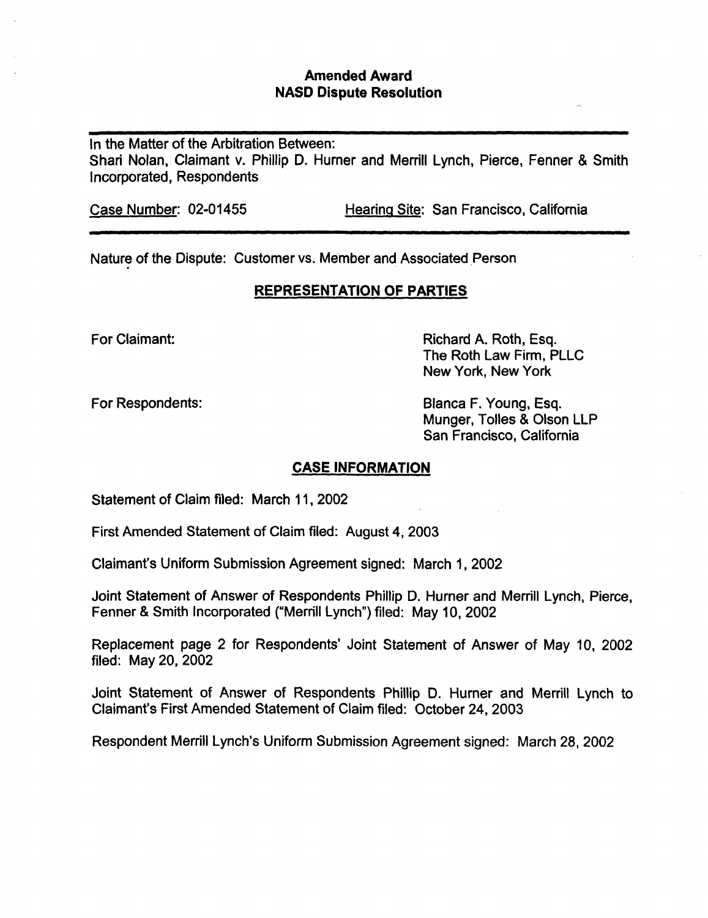# Amended Award
## NASD Dispute Resolution

---

In the Matter of the Arbitration Between:
Shari Nolan, Claimant v. Phillip D. Hurner and Merrill Lynch, Pierce, Fenner & Smith Incorporated, Respondents

Case Number: 02-01455 Hearing Site: San Francisco, California

---

Nature of the Dispute: Customer vs. Member and Associated Person

### REPRESENTATION OF PARTIES

For Claimant: Richard A. Roth, Esq.
The Roth Law Firm, PLLC
New York, New York

For Respondents: Blanca F. Young, Esq.
Munger, Tolles & Olson LLP
San Francisco, California

### CASE INFORMATION

Statement of Claim filed: March 11, 2002

First Amended Statement of Claim filed: August 4, 2003

Claimant's Uniform Submission Agreement signed: March 1, 2002

Joint Statement of Answer of Respondents Phillip D. Hurner and Merrill Lynch, Pierce, Fenner & Smith Incorporated ("Merrill Lynch") filed: May 10, 2002

Replacement page 2 for Respondents' Joint Statement of Answer of May 10, 2002 filed: May 20, 2002

Joint Statement of Answer of Respondents Phillip D. Hurner and Merrill Lynch to Claimant's First Amended Statement of Claim filed: October 24, 2003

Respondent Merrill Lynch's Uniform Submission Agreement signed: March 28, 2002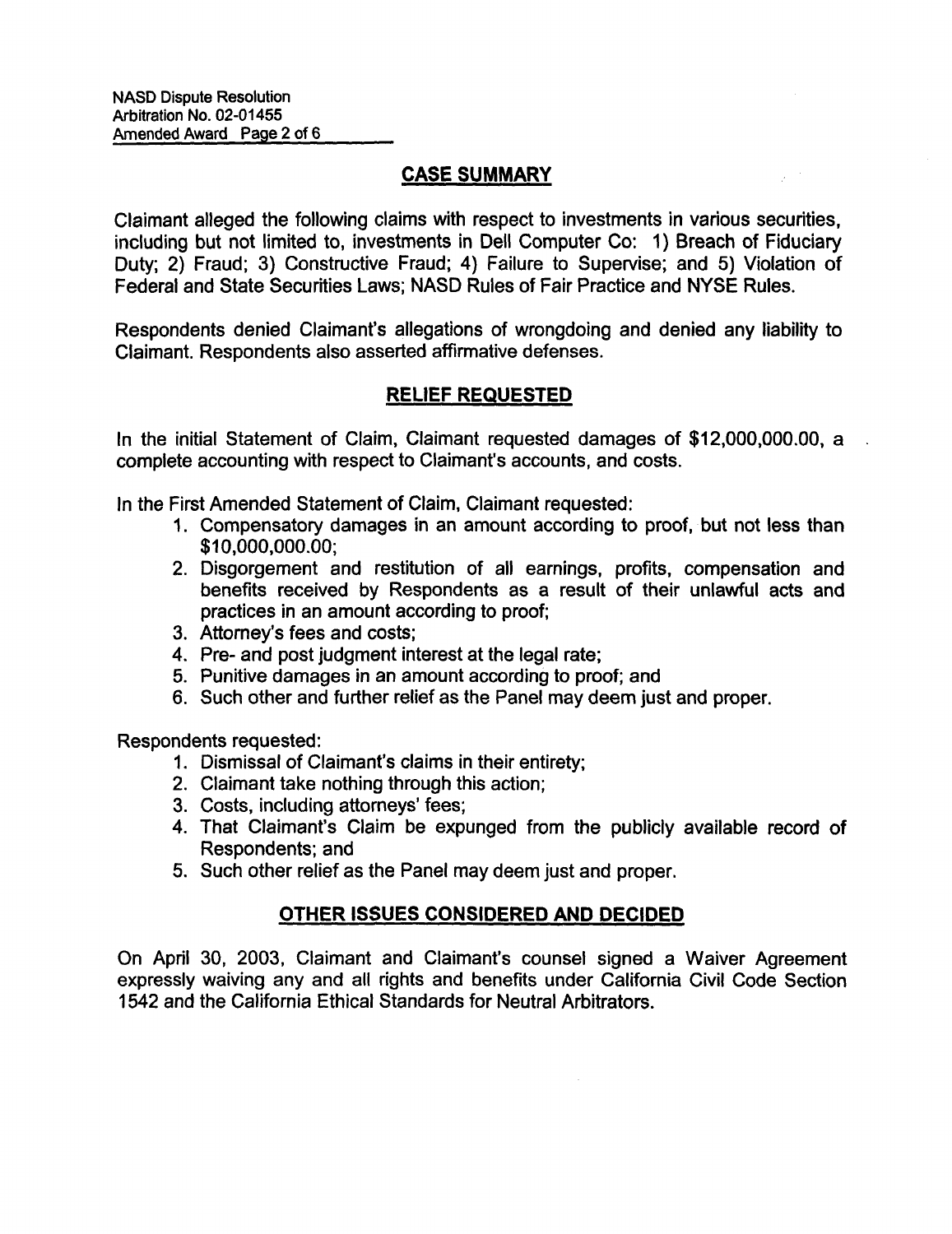## CASE SUMMARY

Claimant alleged the following claims with respect to investments in various securities, including but not limited to, investments in Dell Computer Co: 1) Breach of Fiduciary Duty; 2) Fraud; 3) Constructive Fraud; 4) Failure to Supervise; and 5) Violation of Federal and State Securities Laws; NASD Rules of Fair Practice and NYSE Rules.

Respondents denied Claimant's allegations of wrongdoing and denied any liability to Claimant. Respondents also asserted affirmative defenses.

## RELIEF REQUESTED

In the initial Statement of Claim, Claimant requested damages of $12,000,000.00, a complete accounting with respect to Claimant's accounts, and costs.

In the First Amended Statement of Claim, Claimant requested:

1. Compensatory damages in an amount according to proof, but not less than $10,000,000.00;
2. Disgorgement and restitution of all earnings, profits, compensation and benefits received by Respondents as a result of their unlawful acts and practices in an amount according to proof;
3. Attorney's fees and costs;
4. Pre- and post judgment interest at the legal rate;
5. Punitive damages in an amount according to proof; and
6. Such other and further relief as the Panel may deem just and proper.

Respondents requested:

1. Dismissal of Claimant's claims in their entirety;
2. Claimant take nothing through this action;
3. Costs, including attorneys' fees;
4. That Claimant's Claim be expunged from the publicly available record of Respondents; and
5. Such other relief as the Panel may deem just and proper.

## OTHER ISSUES CONSIDERED AND DECIDED

On April 30, 2003, Claimant and Claimant's counsel signed a Waiver Agreement expressly waiving any and all rights and benefits under California Civil Code Section 1542 and the California Ethical Standards for Neutral Arbitrators.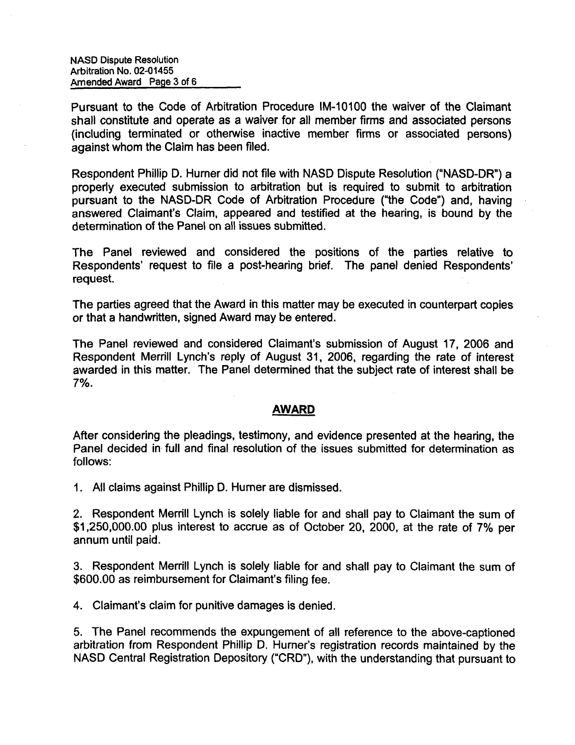Pursuant to the Code of Arbitration Procedure IM-10100 the waiver of the Claimant shall constitute and operate as a waiver for all member firms and associated persons (including terminated or otherwise inactive member firms or associated persons) against whom the Claim has been filed.

Respondent Phillip D. Hurner did not file with NASD Dispute Resolution ("NASD-DR") a properly executed submission to arbitration but is required to submit to arbitration pursuant to the NASD-DR Code of Arbitration Procedure ("the Code") and, having answered Claimant's Claim, appeared and testified at the hearing, is bound by the determination of the Panel on all issues submitted.

The Panel reviewed and considered the positions of the parties relative to Respondents' request to file a post-hearing brief. The panel denied Respondents' request.

The parties agreed that the Award in this matter may be executed in counterpart copies or that a handwritten, signed Award may be entered.

The Panel reviewed and considered Claimant's submission of August 17, 2006 and Respondent Merrill Lynch's reply of August 31, 2006, regarding the rate of interest awarded in this matter. The Panel determined that the subject rate of interest shall be 7%.

## AWARD

After considering the pleadings, testimony, and evidence presented at the hearing, the Panel decided in full and final resolution of the issues submitted for determination as follows:

1. All claims against Phillip D. Hurner are dismissed.

2. Respondent Merrill Lynch is solely liable for and shall pay to Claimant the sum of $1,250,000.00 plus interest to accrue as of October 20, 2000, at the rate of 7% per annum until paid.

3. Respondent Merrill Lynch is solely liable for and shall pay to Claimant the sum of $600.00 as reimbursement for Claimant's filing fee.

4. Claimant's claim for punitive damages is denied.

5. The Panel recommends the expungement of all reference to the above-captioned arbitration from Respondent Phillip D. Hurner's registration records maintained by the NASD Central Registration Depository ("CRD"), with the understanding that pursuant to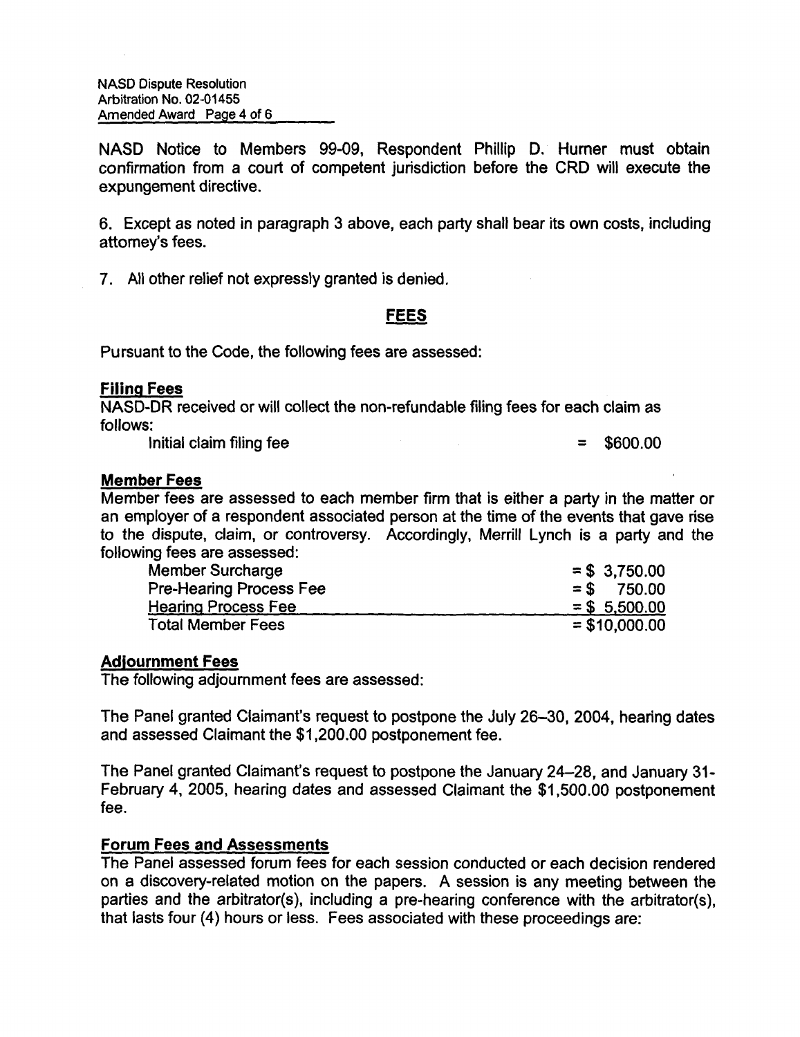NASD Notice to Members 99-09, Respondent Phillip D. Hurner must obtain confirmation from a court of competent jurisdiction before the CRD will execute the expungement directive.

6. Except as noted in paragraph 3 above, each party shall bear its own costs, including attorney's fees.

7. All other relief not expressly granted is denied.

## FEES

Pursuant to the Code, the following fees are assessed:

### Filing Fees

NASD-DR received or will collect the non-refundable filing fees for each claim as follows:

| | |
|---|---|
| Initial claim filing fee | = $600.00 |

### Member Fees

Member fees are assessed to each member firm that is either a party in the matter or an employer of a respondent associated person at the time of the events that gave rise to the dispute, claim, or controversy. Accordingly, Merrill Lynch is a party and the following fees are assessed:

| | |
|---|---|
| Member Surcharge | = $ 3,750.00 |
| Pre-Hearing Process Fee | = $ 750.00 |
| Hearing Process Fee | = $ 5,500.00 |
| Total Member Fees | = $10,000.00 |

### Adjournment Fees

The following adjournment fees are assessed:

The Panel granted Claimant's request to postpone the July 26–30, 2004, hearing dates and assessed Claimant the $1,200.00 postponement fee.

The Panel granted Claimant's request to postpone the January 24–28, and January 31-February 4, 2005, hearing dates and assessed Claimant the $1,500.00 postponement fee.

### Forum Fees and Assessments

The Panel assessed forum fees for each session conducted or each decision rendered on a discovery-related motion on the papers. A session is any meeting between the parties and the arbitrator(s), including a pre-hearing conference with the arbitrator(s), that lasts four (4) hours or less. Fees associated with these proceedings are: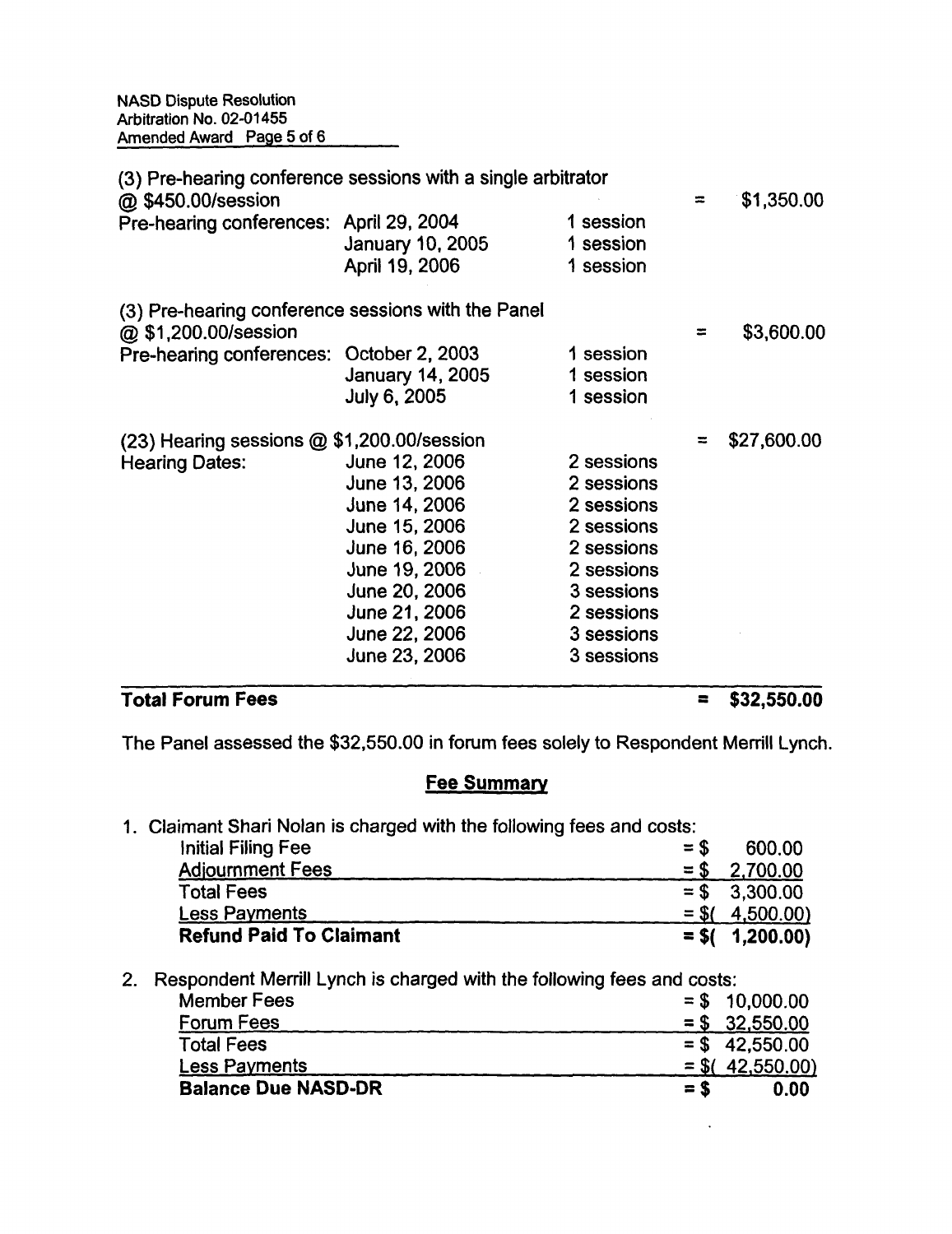| | | | | |
|---|---|---|---|---|
| (3) Pre-hearing conference sessions with a single arbitrator @ $450.00/session | | | = | $1,350.00 |
| Pre-hearing conferences: | April 29, 2004 | 1 session | | |
| | January 10, 2005 | 1 session | | |
| | April 19, 2006 | 1 session | | |
| (3) Pre-hearing conference sessions with the Panel @ $1,200.00/session | | | = | $3,600.00 |
| Pre-hearing conferences: | October 2, 2003 | 1 session | | |
| | January 14, 2005 | 1 session | | |
| | July 6, 2005 | 1 session | | |
| (23) Hearing sessions @ $1,200.00/session | | | = | $27,600.00 |
| Hearing Dates: | June 12, 2006 | 2 sessions | | |
| | June 13, 2006 | 2 sessions | | |
| | June 14, 2006 | 2 sessions | | |
| | June 15, 2006 | 2 sessions | | |
| | June 16, 2006 | 2 sessions | | |
| | June 19, 2006 | 2 sessions | | |
| | June 20, 2006 | 3 sessions | | |
| | June 21, 2006 | 2 sessions | | |
| | June 22, 2006 | 3 sessions | | |
| | June 23, 2006 | 3 sessions | | |
| **Total Forum Fees** | | | **=** | **$32,550.00** |

The Panel assessed the $32,550.00 in forum fees solely to Respondent Merrill Lynch.

## Fee Summary

1. Claimant Shari Nolan is charged with the following fees and costs:

| | |
|---|---|
| Initial Filing Fee | = $ 600.00 |
| Adjournment Fees | = $ 2,700.00 |
| Total Fees | = $ 3,300.00 |
| Less Payments | = $( 4,500.00) |
| **Refund Paid To Claimant** | **= $( 1,200.00)** |

2. Respondent Merrill Lynch is charged with the following fees and costs:

| | |
|---|---|
| Member Fees | = $ 10,000.00 |
| Forum Fees | = $ 32,550.00 |
| Total Fees | = $ 42,550.00 |
| Less Payments | = $( 42,550.00) |
| **Balance Due NASD-DR** | **= $ 0.00** |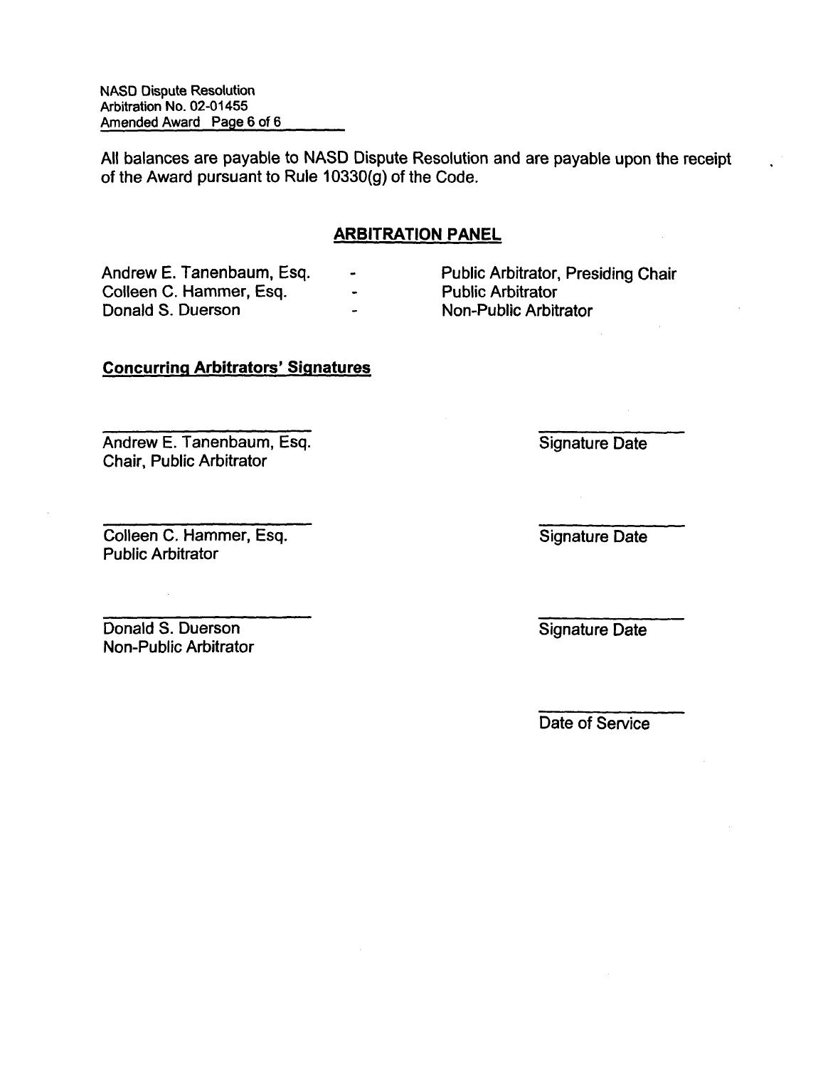All balances are payable to NASD Dispute Resolution and are payable upon the receipt of the Award pursuant to Rule 10330(g) of the Code.

## ARBITRATION PANEL

| | | |
|---|---|---|
| Andrew E. Tanenbaum, Esq. | - | Public Arbitrator, Presiding Chair |
| Colleen C. Hammer, Esq. | - | Public Arbitrator |
| Donald S. Duerson | - | Non-Public Arbitrator |

**Concurring Arbitrators' Signatures**

_______________________
Andrew E. Tanenbaum, Esq.
Chair, Public Arbitrator

_______________
Signature Date

_______________________
Colleen C. Hammer, Esq.
Public Arbitrator

_______________
Signature Date

_______________________
Donald S. Duerson
Non-Public Arbitrator

_______________
Signature Date

_______________
Date of Service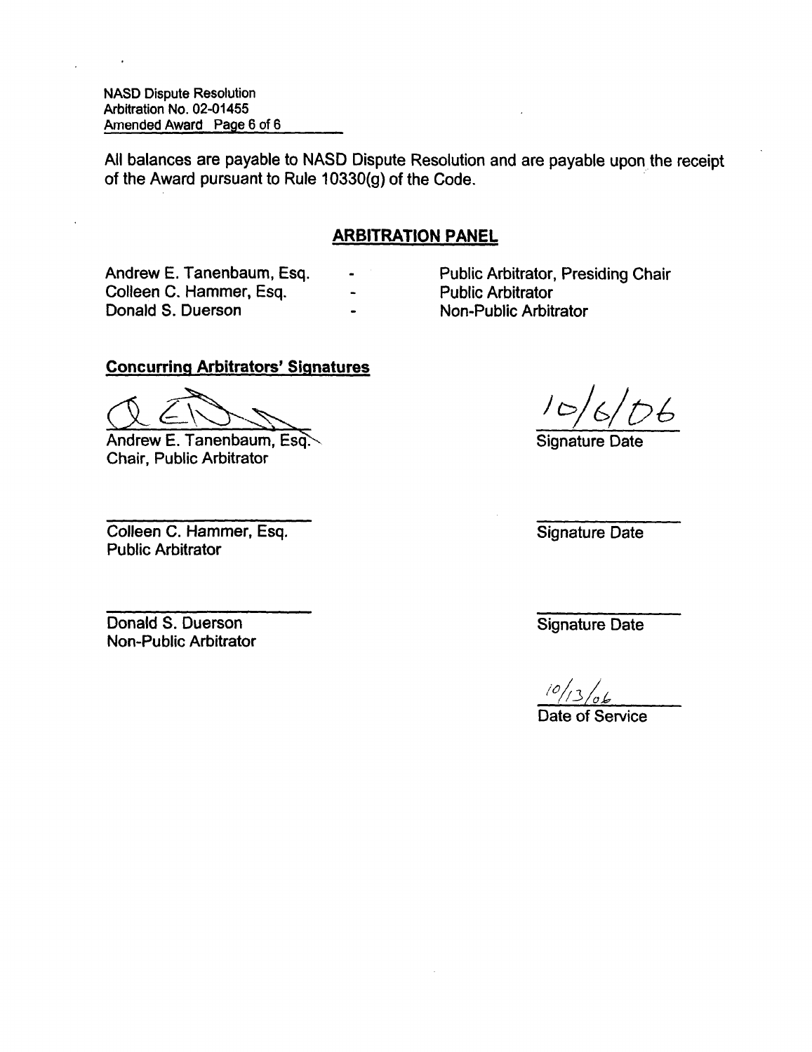All balances are payable to NASD Dispute Resolution and are payable upon the receipt of the Award pursuant to Rule 10330(g) of the Code.

## ARBITRATION PANEL

| | | |
|---|---|---|
| Andrew E. Tanenbaum, Esq. | - | Public Arbitrator, Presiding Chair |
| Colleen C. Hammer, Esq. | - | Public Arbitrator |
| Donald S. Duerson | - | Non-Public Arbitrator |

**Concurring Arbitrators' Signatures**

Andrew E. Tanenbaum, Esq.
Chair, Public Arbitrator

10/6/06
Signature Date

Colleen C. Hammer, Esq.
Public Arbitrator

Signature Date

Donald S. Duerson
Non-Public Arbitrator

Signature Date

10/13/06
Date of Service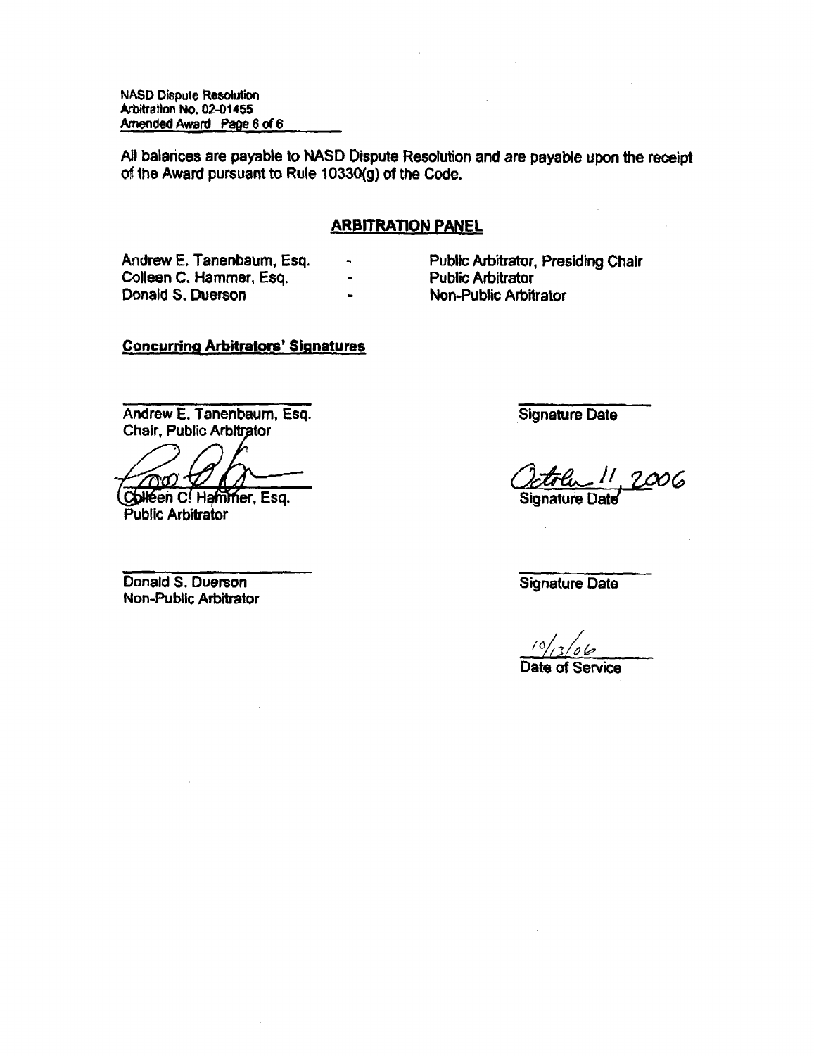All balances are payable to NASD Dispute Resolution and are payable upon the receipt of the Award pursuant to Rule 10330(g) of the Code.

## ARBITRATION PANEL

| | | |
|---|---|---|
| Andrew E. Tanenbaum, Esq. | - | Public Arbitrator, Presiding Chair |
| Colleen C. Hammer, Esq. | - | Public Arbitrator |
| Donald S. Duerson | - | Non-Public Arbitrator |

**Concurring Arbitrators' Signatures**

| | |
|---|---|
| \_\_\_\_\_\_\_\_\_\_\_\_\_\_\_\_ | \_\_\_\_\_\_\_\_\_\_\_\_\_\_\_\_ |
| Andrew E. Tanenbaum, Esq.<br>Chair, Public Arbitrator | Signature Date |
| Colleen C. Hammer, Esq.<br>Public Arbitrator | October 11, 2006<br>Signature Date |
| \_\_\_\_\_\_\_\_\_\_\_\_\_\_\_\_ | \_\_\_\_\_\_\_\_\_\_\_\_\_\_\_\_ |
| Donald S. Duerson<br>Non-Public Arbitrator | Signature Date |

10/13/06
Date of Service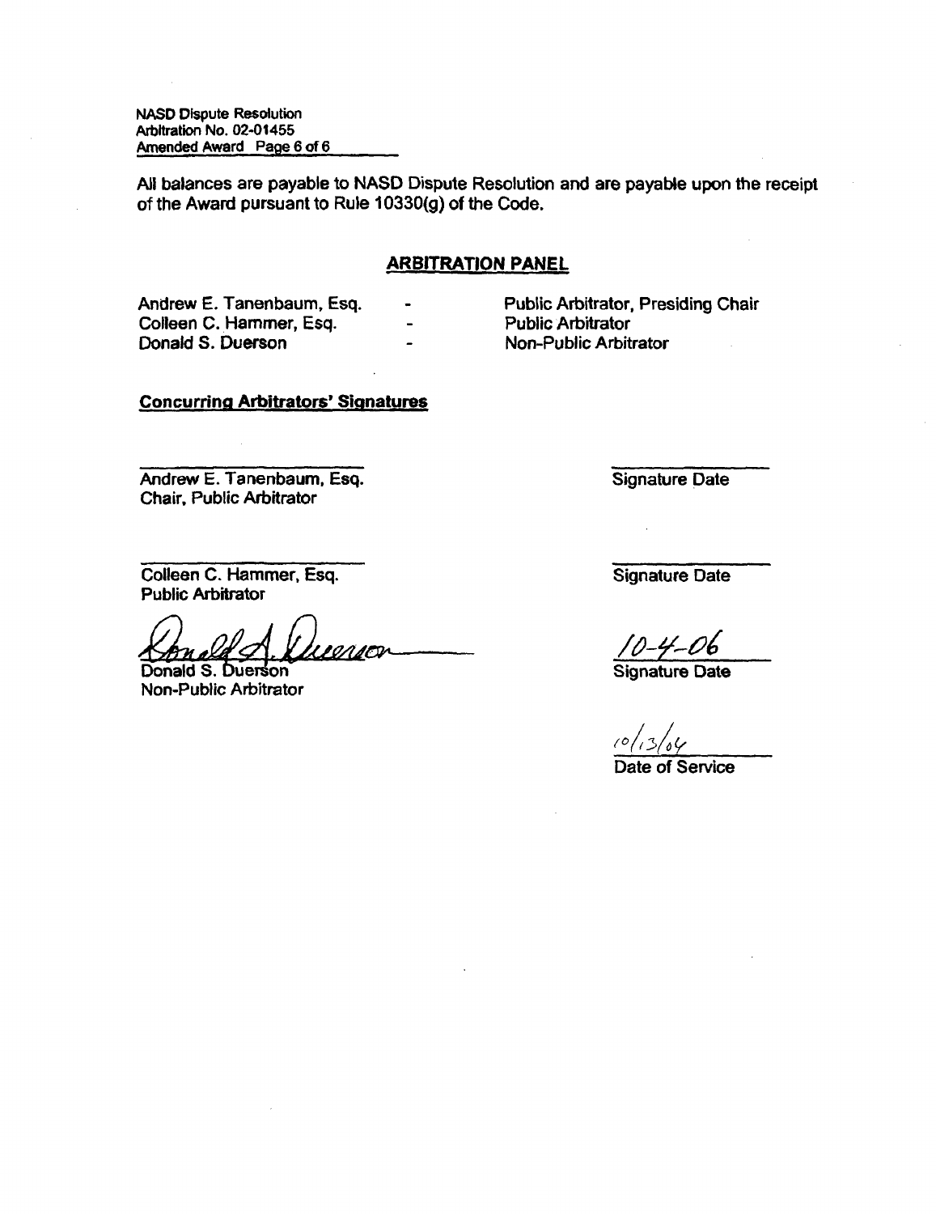All balances are payable to NASD Dispute Resolution and are payable upon the receipt of the Award pursuant to Rule 10330(g) of the Code.

## ARBITRATION PANEL

| | | |
|---|---|---|
| Andrew E. Tanenbaum, Esq. | - | Public Arbitrator, Presiding Chair |
| Colleen C. Hammer, Esq. | - | Public Arbitrator |
| Donald S. Duerson | - | Non-Public Arbitrator |

**Concurring Arbitrators' Signatures**

______________________ 
Andrew E. Tanenbaum, Esq.
Chair, Public Arbitrator

______________________ 
Signature Date

______________________ 
Colleen C. Hammer, Esq.
Public Arbitrator

______________________ 
Signature Date

Donald A. Duerson (signature)
Donald S. Duerson
Non-Public Arbitrator

10-4-06
Signature Date

10/13/06
Date of Service